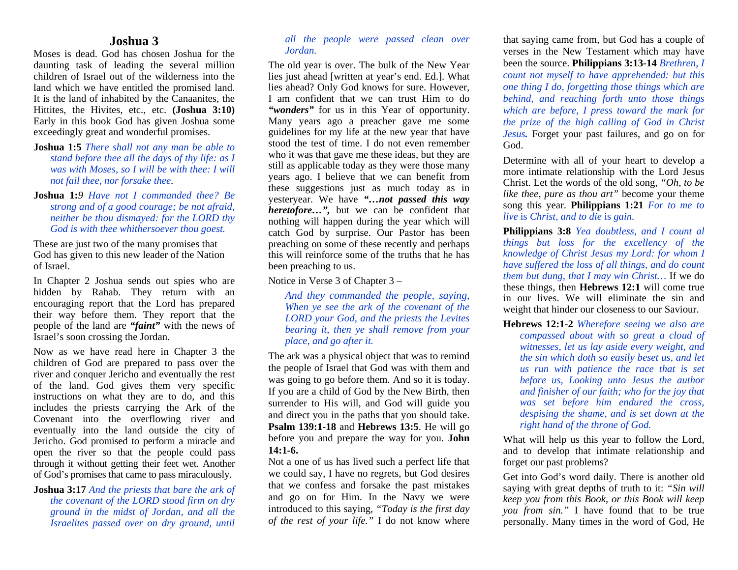# Joshua 3

Moses is dead. God has chosen Joshua for the daunting task of leading the several million children of Israel out of the wilderness into the land which we have entitled the promised land. It is the land of inhabited by the Canaanites, the Hittites, the Hivites, etc., etc. **(Joshua 3:10)** Early in this book God has given Joshua some exceedingly great and wonderful promises.

**Joshua 1:5** *There shall not any man be able to stand before thee all the days of thy life: as I was with Moses, so I will be with thee: I will not fail thee, nor forsake thee.*

**Joshua 1:***9 Have not I commanded thee? Be strong and of a good courage; be not afraid, neither be thou dismayed: for the LORD thy God is with thee whithersoever thou goest.*

These are just two of the many promises that God has given to this new leader of the Nation of Israel.

In Chapter 2 Joshua sends out spies who are hidden by Rahab. They return with an encouraging report that the Lord has prepared their way before them. They report that the people of the land are ***"faint"*** with the news of Israel's soon crossing the Jordan.

Now as we have read here in Chapter 3 the children of God are prepared to pass over the river and conquer Jericho and eventually the rest of the land. God gives them very specific instructions on what they are to do, and this includes the priests carrying the Ark of the Covenant into the overflowing river and eventually into the land outside the city of Jericho. God promised to perform a miracle and open the river so that the people could pass through it without getting their feet wet. Another of God's promises that came to pass miraculously.

**Joshua 3:17** *And the priests that bare the ark of the covenant of the LORD stood firm on dry ground in the midst of Jordan, and all the Israelites passed over on dry ground, until all the people were passed clean over Jordan.*

The old year is over. The bulk of the New Year lies just ahead [written at year's end. Ed.]. What lies ahead? Only God knows for sure. However, I am confident that we can trust Him to do ***"wonders"*** for us in this Year of opportunity. Many years ago a preacher gave me some guidelines for my life at the new year that have stood the test of time. I do not even remember who it was that gave me these ideas, but they are still as applicable today as they were those many years ago. I believe that we can benefit from these suggestions just as much today as in yesteryear. We have ***"…not passed this way heretofore…",*** but we can be confident that nothing will happen during the year which will catch God by surprise. Our Pastor has been preaching on some of these recently and perhaps this will reinforce some of the truths that he has been preaching to us.

Notice in Verse 3 of Chapter 3 –

*And they commanded the people, saying, When ye see the ark of the covenant of the LORD your God, and the priests the Levites bearing it, then ye shall remove from your place, and go after it.*

The ark was a physical object that was to remind the people of Israel that God was with them and was going to go before them. And so it is today. If you are a child of God by the New Birth, then surrender to His will, and God will guide you and direct you in the paths that you should take. **Psalm 139:1-18** and **Hebrews 13:5**. He will go before you and prepare the way for you. **John 14:1-6.**

Not a one of us has lived such a perfect life that we could say, I have no regrets, but God desires that we confess and forsake the past mistakes and go on for Him. In the Navy we were introduced to this saying, *"Today is the first day of the rest of your life."* I do not know where that saying came from, but God has a couple of verses in the New Testament which may have been the source. **Philippians 3:13-14** *Brethren, I count not myself to have apprehended: but this one thing I do, forgetting those things which are behind, and reaching forth unto those things which are before, I press toward the mark for the prize of the high calling of God in Christ Jesus.* Forget your past failures, and go on for God.

Determine with all of your heart to develop a more intimate relationship with the Lord Jesus Christ. Let the words of the old song, *"Oh, to be like thee, pure as thou art"* become your theme song this year. **Philippians 1:21** *For to me to live* is *Christ, and to die* is *gain.*

**Philippians 3:8** *Yea doubtless, and I count al things but loss for the excellency of the knowledge of Christ Jesus my Lord: for whom I have suffered the loss of all things, and do count them but dung, that I may win Christ…* If we do these things, then **Hebrews 12:1** will come true in our lives. We will eliminate the sin and weight that hinder our closeness to our Saviour.

**Hebrews 12:1-2** *Wherefore seeing we also are compassed about with so great a cloud of witnesses, let us lay aside every weight, and the sin which doth so easily beset us, and let us run with patience the race that is set before us, Looking unto Jesus the author and finisher of our faith; who for the joy that was set before him endured the cross, despising the shame, and is set down at the right hand of the throne of God.*

What will help us this year to follow the Lord, and to develop that intimate relationship and forget our past problems?

Get into God's word daily. There is another old saying with great depths of truth to it: *"Sin will keep you from this Book, or this Book will keep you from sin."* I have found that to be true personally. Many times in the word of God, He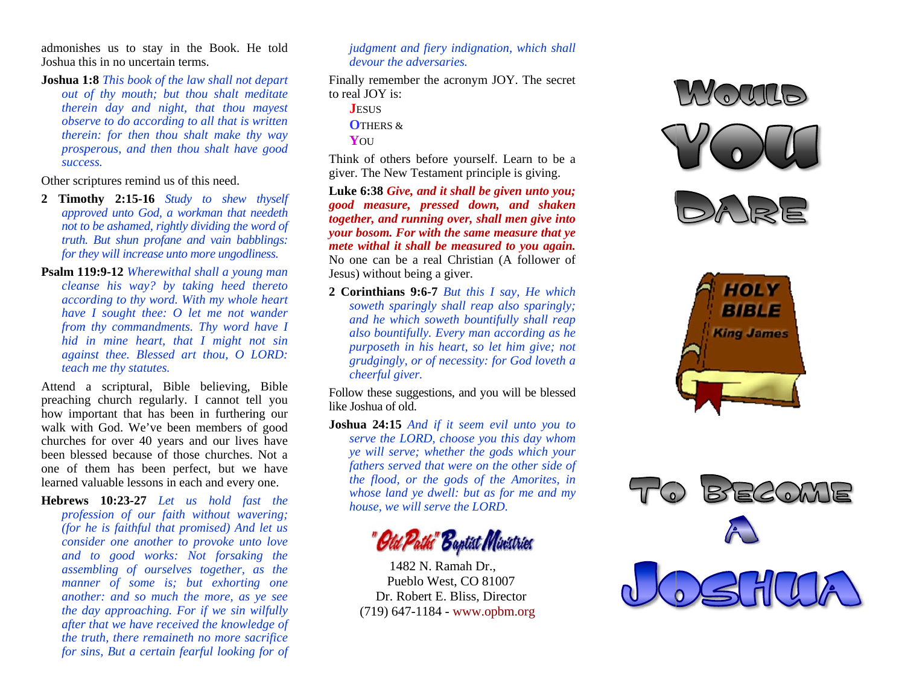admonishes us to stay in the Book. He told Joshua this in no uncertain terms.

**Joshua 1:8** *This book of the law shall not depart out of thy mouth; but thou shalt meditate therein day and night, that thou mayest observe to do according to all that is written therein: for then thou shalt make thy way prosperous, and then thou shalt have good success.*

Other scriptures remind us of this need.

**2 Timothy 2:15-16** *Study to shew thyself approved unto God, a workman that needeth not to be ashamed, rightly dividing the word of truth. But shun profane and vain babblings: for they will increase unto more ungodliness.*

**Psalm 119:9-12** *Wherewithal shall a young man cleanse his way? by taking heed thereto according to thy word. With my whole heart have I sought thee: O let me not wander from thy commandments. Thy word have I hid in mine heart, that I might not sin against thee. Blessed art thou, O LORD: teach me thy statutes.*

Attend a scriptural, Bible believing, Bible preaching church regularly. I cannot tell you how important that has been in furthering our walk with God. We've been members of good churches for over 40 years and our lives have been blessed because of those churches. Not a one of them has been perfect, but we have learned valuable lessons in each and every one.

**Hebrews 10:23-27** *Let us hold fast the profession of our faith without wavering; (for he is faithful that promised) And let us consider one another to provoke unto love and to good works: Not forsaking the assembling of ourselves together, as the manner of some is; but exhorting one another: and so much the more, as ye see the day approaching. For if we sin wilfully after that we have received the knowledge of the truth, there remaineth no more sacrifice for sins, But a certain fearful looking for of judgment and fiery indignation, which shall devour the adversaries.*

Finally remember the acronym JOY. The secret to real JOY is:

**J**ESUS
**O**THERS &
**Y**OU

Think of others before yourself. Learn to be a giver. The New Testament principle is giving.

**Luke 6:38** ***Give, and it shall be given unto you; good measure, pressed down, and shaken together, and running over, shall men give into your bosom. For with the same measure that ye mete withal it shall be measured to you again.*** No one can be a real Christian (A follower of Jesus) without being a giver.

**2 Corinthians 9:6-7** *But this I say, He which soweth sparingly shall reap also sparingly; and he which soweth bountifully shall reap also bountifully. Every man according as he purposeth in his heart, so let him give; not grudgingly, or of necessity: for God loveth a cheerful giver.*

Follow these suggestions, and you will be blessed like Joshua of old.

**Joshua 24:15** *And if it seem evil unto you to serve the LORD, choose you this day whom ye will serve; whether the gods which your fathers served that were on the other side of the flood, or the gods of the Amorites, in whose land ye dwell: but as for me and my house, we will serve the LORD.*

"Old Paths" Baptist Ministries

1482 N. Ramah Dr.,
Pueblo West, CO 81007
Dr. Robert E. Bliss, Director
(719) 647-1184 - www.opbm.org

# Would You Dare To Become A Joshua

HOLY BIBLE
King James